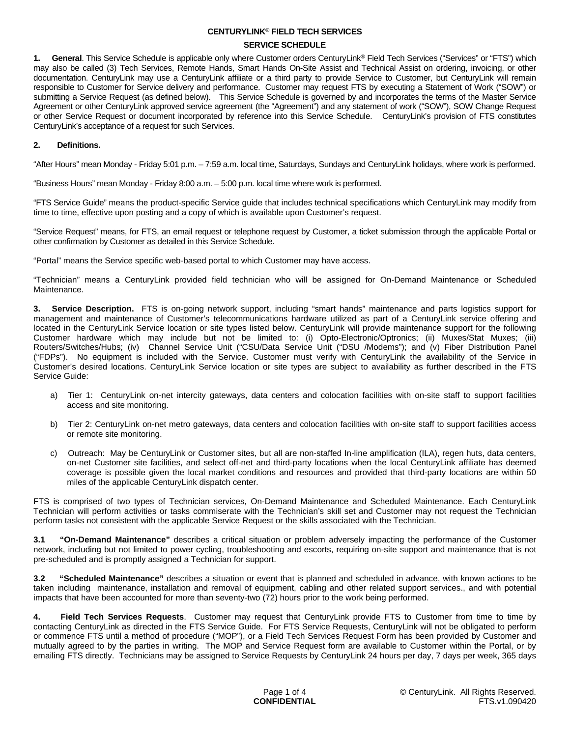# CENTURYLINK® FIELD TECH SERVICES

## SERVICE SCHEDULE

**1. General**. This Service Schedule is applicable only where Customer orders CenturyLink® Field Tech Services ("Services" or "FTS") which may also be called (3) Tech Services, Remote Hands, Smart Hands On-Site Assist and Technical Assist on ordering, invoicing, or other documentation. CenturyLink may use a CenturyLink affiliate or a third party to provide Service to Customer, but CenturyLink will remain responsible to Customer for Service delivery and performance. Customer may request FTS by executing a Statement of Work ("SOW") or submitting a Service Request (as defined below). This Service Schedule is governed by and incorporates the terms of the Master Service Agreement or other CenturyLink approved service agreement (the "Agreement") and any statement of work ("SOW"), SOW Change Request or other Service Request or document incorporated by reference into this Service Schedule. CenturyLink's provision of FTS constitutes CenturyLink's acceptance of a request for such Services.

**2. Definitions.**

"After Hours" mean Monday - Friday 5:01 p.m. – 7:59 a.m. local time, Saturdays, Sundays and CenturyLink holidays, where work is performed.

"Business Hours" mean Monday - Friday 8:00 a.m. – 5:00 p.m. local time where work is performed.

"FTS Service Guide" means the product-specific Service guide that includes technical specifications which CenturyLink may modify from time to time, effective upon posting and a copy of which is available upon Customer's request.

"Service Request" means, for FTS, an email request or telephone request by Customer, a ticket submission through the applicable Portal or other confirmation by Customer as detailed in this Service Schedule.

"Portal" means the Service specific web-based portal to which Customer may have access.

"Technician" means a CenturyLink provided field technician who will be assigned for On-Demand Maintenance or Scheduled Maintenance.

**3. Service Description.** FTS is on-going network support, including "smart hands" maintenance and parts logistics support for management and maintenance of Customer's telecommunications hardware utilized as part of a CenturyLink service offering and located in the CenturyLink Service location or site types listed below. CenturyLink will provide maintenance support for the following Customer hardware which may include but not be limited to: (i) Opto-Electronic/Optronics; (ii) Muxes/Stat Muxes; (iii) Routers/Switches/Hubs; (iv) Channel Service Unit ("CSU/Data Service Unit ("DSU /Modems"); and (v) Fiber Distribution Panel ("FDPs"). No equipment is included with the Service. Customer must verify with CenturyLink the availability of the Service in Customer's desired locations. CenturyLink Service location or site types are subject to availability as further described in the FTS Service Guide:

a) Tier 1: CenturyLink on-net intercity gateways, data centers and colocation facilities with on-site staff to support facilities access and site monitoring.

b) Tier 2: CenturyLink on-net metro gateways, data centers and colocation facilities with on-site staff to support facilities access or remote site monitoring.

c) Outreach: May be CenturyLink or Customer sites, but all are non-staffed In-line amplification (ILA), regen huts, data centers, on-net Customer site facilities, and select off-net and third-party locations when the local CenturyLink affiliate has deemed coverage is possible given the local market conditions and resources and provided that third-party locations are within 50 miles of the applicable CenturyLink dispatch center.

FTS is comprised of two types of Technician services, On-Demand Maintenance and Scheduled Maintenance. Each CenturyLink Technician will perform activities or tasks commiserate with the Technician's skill set and Customer may not request the Technician perform tasks not consistent with the applicable Service Request or the skills associated with the Technician.

**3.1 "On-Demand Maintenance"** describes a critical situation or problem adversely impacting the performance of the Customer network, including but not limited to power cycling, troubleshooting and escorts, requiring on-site support and maintenance that is not pre-scheduled and is promptly assigned a Technician for support.

**3.2 "Scheduled Maintenance"** describes a situation or event that is planned and scheduled in advance, with known actions to be taken including maintenance, installation and removal of equipment, cabling and other related support services., and with potential impacts that have been accounted for more than seventy-two (72) hours prior to the work being performed.

**4. Field Tech Services Requests**. Customer may request that CenturyLink provide FTS to Customer from time to time by contacting CenturyLink as directed in the FTS Service Guide. For FTS Service Requests, CenturyLink will not be obligated to perform or commence FTS until a method of procedure ("MOP"), or a Field Tech Services Request Form has been provided by Customer and mutually agreed to by the parties in writing. The MOP and Service Request form are available to Customer within the Portal, or by emailing FTS directly. Technicians may be assigned to Service Requests by CenturyLink 24 hours per day, 7 days per week, 365 days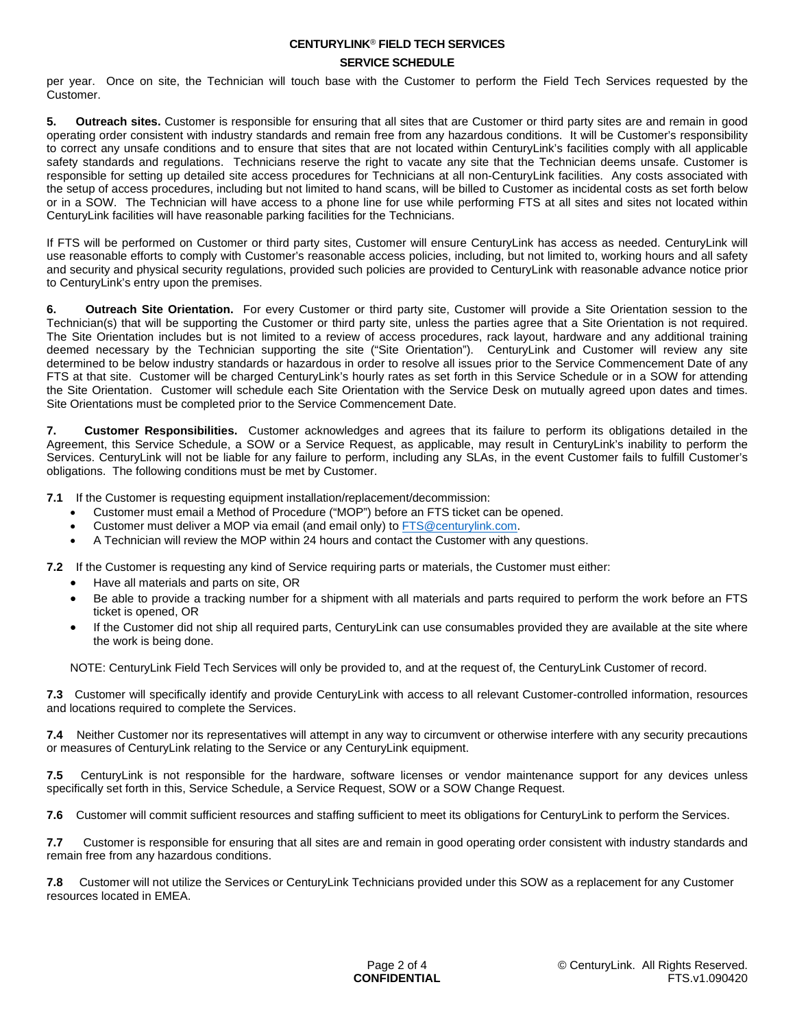per year. Once on site, the Technician will touch base with the Customer to perform the Field Tech Services requested by the Customer.

**5. Outreach sites.** Customer is responsible for ensuring that all sites that are Customer or third party sites are and remain in good operating order consistent with industry standards and remain free from any hazardous conditions. It will be Customer's responsibility to correct any unsafe conditions and to ensure that sites that are not located within CenturyLink's facilities comply with all applicable safety standards and regulations. Technicians reserve the right to vacate any site that the Technician deems unsafe. Customer is responsible for setting up detailed site access procedures for Technicians at all non-CenturyLink facilities. Any costs associated with the setup of access procedures, including but not limited to hand scans, will be billed to Customer as incidental costs as set forth below or in a SOW. The Technician will have access to a phone line for use while performing FTS at all sites and sites not located within CenturyLink facilities will have reasonable parking facilities for the Technicians.

If FTS will be performed on Customer or third party sites, Customer will ensure CenturyLink has access as needed. CenturyLink will use reasonable efforts to comply with Customer's reasonable access policies, including, but not limited to, working hours and all safety and security and physical security regulations, provided such policies are provided to CenturyLink with reasonable advance notice prior to CenturyLink's entry upon the premises.

**6. Outreach Site Orientation.** For every Customer or third party site, Customer will provide a Site Orientation session to the Technician(s) that will be supporting the Customer or third party site, unless the parties agree that a Site Orientation is not required. The Site Orientation includes but is not limited to a review of access procedures, rack layout, hardware and any additional training deemed necessary by the Technician supporting the site ("Site Orientation"). CenturyLink and Customer will review any site determined to be below industry standards or hazardous in order to resolve all issues prior to the Service Commencement Date of any FTS at that site. Customer will be charged CenturyLink's hourly rates as set forth in this Service Schedule or in a SOW for attending the Site Orientation. Customer will schedule each Site Orientation with the Service Desk on mutually agreed upon dates and times. Site Orientations must be completed prior to the Service Commencement Date.

**7. Customer Responsibilities.** Customer acknowledges and agrees that its failure to perform its obligations detailed in the Agreement, this Service Schedule, a SOW or a Service Request, as applicable, may result in CenturyLink's inability to perform the Services. CenturyLink will not be liable for any failure to perform, including any SLAs, in the event Customer fails to fulfill Customer's obligations. The following conditions must be met by Customer.

**7.1** If the Customer is requesting equipment installation/replacement/decommission:

- Customer must email a Method of Procedure ("MOP") before an FTS ticket can be opened.
- Customer must deliver a MOP via email (and email only) to FTS@centurylink.com.
- A Technician will review the MOP within 24 hours and contact the Customer with any questions.

**7.2** If the Customer is requesting any kind of Service requiring parts or materials, the Customer must either:

- Have all materials and parts on site, OR
- Be able to provide a tracking number for a shipment with all materials and parts required to perform the work before an FTS ticket is opened, OR
- If the Customer did not ship all required parts, CenturyLink can use consumables provided they are available at the site where the work is being done.

NOTE: CenturyLink Field Tech Services will only be provided to, and at the request of, the CenturyLink Customer of record.

**7.3** Customer will specifically identify and provide CenturyLink with access to all relevant Customer-controlled information, resources and locations required to complete the Services.

**7.4** Neither Customer nor its representatives will attempt in any way to circumvent or otherwise interfere with any security precautions or measures of CenturyLink relating to the Service or any CenturyLink equipment.

**7.5** CenturyLink is not responsible for the hardware, software licenses or vendor maintenance support for any devices unless specifically set forth in this, Service Schedule, a Service Request, SOW or a SOW Change Request.

**7.6** Customer will commit sufficient resources and staffing sufficient to meet its obligations for CenturyLink to perform the Services.

**7.7** Customer is responsible for ensuring that all sites are and remain in good operating order consistent with industry standards and remain free from any hazardous conditions.

**7.8** Customer will not utilize the Services or CenturyLink Technicians provided under this SOW as a replacement for any Customer resources located in EMEA.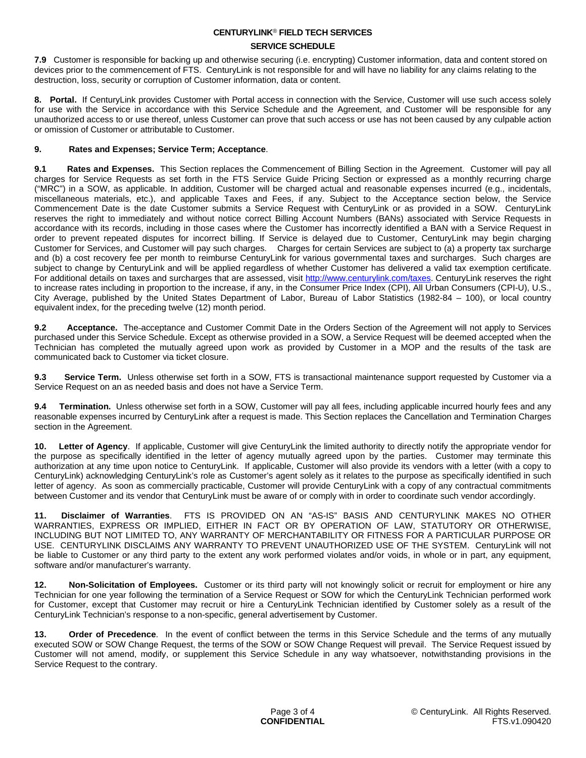**7.9** Customer is responsible for backing up and otherwise securing (i.e. encrypting) Customer information, data and content stored on devices prior to the commencement of FTS. CenturyLink is not responsible for and will have no liability for any claims relating to the destruction, loss, security or corruption of Customer information, data or content.

**8. Portal.** If CenturyLink provides Customer with Portal access in connection with the Service, Customer will use such access solely for use with the Service in accordance with this Service Schedule and the Agreement, and Customer will be responsible for any unauthorized access to or use thereof, unless Customer can prove that such access or use has not been caused by any culpable action or omission of Customer or attributable to Customer.

**9. Rates and Expenses; Service Term; Acceptance**.

**9.1 Rates and Expenses.** This Section replaces the Commencement of Billing Section in the Agreement. Customer will pay all charges for Service Requests as set forth in the FTS Service Guide Pricing Section or expressed as a monthly recurring charge ("MRC") in a SOW, as applicable. In addition, Customer will be charged actual and reasonable expenses incurred (e.g., incidentals, miscellaneous materials, etc.), and applicable Taxes and Fees, if any. Subject to the Acceptance section below, the Service Commencement Date is the date Customer submits a Service Request with CenturyLink or as provided in a SOW. CenturyLink reserves the right to immediately and without notice correct Billing Account Numbers (BANs) associated with Service Requests in accordance with its records, including in those cases where the Customer has incorrectly identified a BAN with a Service Request in order to prevent repeated disputes for incorrect billing. If Service is delayed due to Customer, CenturyLink may begin charging Customer for Services, and Customer will pay such charges. Charges for certain Services are subject to (a) a property tax surcharge and (b) a cost recovery fee per month to reimburse CenturyLink for various governmental taxes and surcharges. Such charges are subject to change by CenturyLink and will be applied regardless of whether Customer has delivered a valid tax exemption certificate. For additional details on taxes and surcharges that are assessed, visit http://www.centurylink.com/taxes. CenturyLink reserves the right to increase rates including in proportion to the increase, if any, in the Consumer Price Index (CPI), All Urban Consumers (CPI-U), U.S., City Average, published by the United States Department of Labor, Bureau of Labor Statistics (1982-84 – 100), or local country equivalent index, for the preceding twelve (12) month period.

**9.2 Acceptance.** The acceptance and Customer Commit Date in the Orders Section of the Agreement will not apply to Services purchased under this Service Schedule. Except as otherwise provided in a SOW, a Service Request will be deemed accepted when the Technician has completed the mutually agreed upon work as provided by Customer in a MOP and the results of the task are communicated back to Customer via ticket closure.

**9.3 Service Term.** Unless otherwise set forth in a SOW, FTS is transactional maintenance support requested by Customer via a Service Request on an as needed basis and does not have a Service Term.

**9.4 Termination.** Unless otherwise set forth in a SOW, Customer will pay all fees, including applicable incurred hourly fees and any reasonable expenses incurred by CenturyLink after a request is made. This Section replaces the Cancellation and Termination Charges section in the Agreement.

**10. Letter of Agency**. If applicable, Customer will give CenturyLink the limited authority to directly notify the appropriate vendor for the purpose as specifically identified in the letter of agency mutually agreed upon by the parties. Customer may terminate this authorization at any time upon notice to CenturyLink. If applicable, Customer will also provide its vendors with a letter (with a copy to CenturyLink) acknowledging CenturyLink's role as Customer's agent solely as it relates to the purpose as specifically identified in such letter of agency. As soon as commercially practicable, Customer will provide CenturyLink with a copy of any contractual commitments between Customer and its vendor that CenturyLink must be aware of or comply with in order to coordinate such vendor accordingly.

**11. Disclaimer of Warranties**. FTS IS PROVIDED ON AN "AS-IS" BASIS AND CENTURYLINK MAKES NO OTHER WARRANTIES, EXPRESS OR IMPLIED, EITHER IN FACT OR BY OPERATION OF LAW, STATUTORY OR OTHERWISE, INCLUDING BUT NOT LIMITED TO, ANY WARRANTY OF MERCHANTABILITY OR FITNESS FOR A PARTICULAR PURPOSE OR USE. CENTURYLINK DISCLAIMS ANY WARRANTY TO PREVENT UNAUTHORIZED USE OF THE SYSTEM. CenturyLink will not be liable to Customer or any third party to the extent any work performed violates and/or voids, in whole or in part, any equipment, software and/or manufacturer's warranty.

**12. Non-Solicitation of Employees.** Customer or its third party will not knowingly solicit or recruit for employment or hire any Technician for one year following the termination of a Service Request or SOW for which the CenturyLink Technician performed work for Customer, except that Customer may recruit or hire a CenturyLink Technician identified by Customer solely as a result of the CenturyLink Technician's response to a non-specific, general advertisement by Customer.

**13. Order of Precedence**. In the event of conflict between the terms in this Service Schedule and the terms of any mutually executed SOW or SOW Change Request, the terms of the SOW or SOW Change Request will prevail. The Service Request issued by Customer will not amend, modify, or supplement this Service Schedule in any way whatsoever, notwithstanding provisions in the Service Request to the contrary.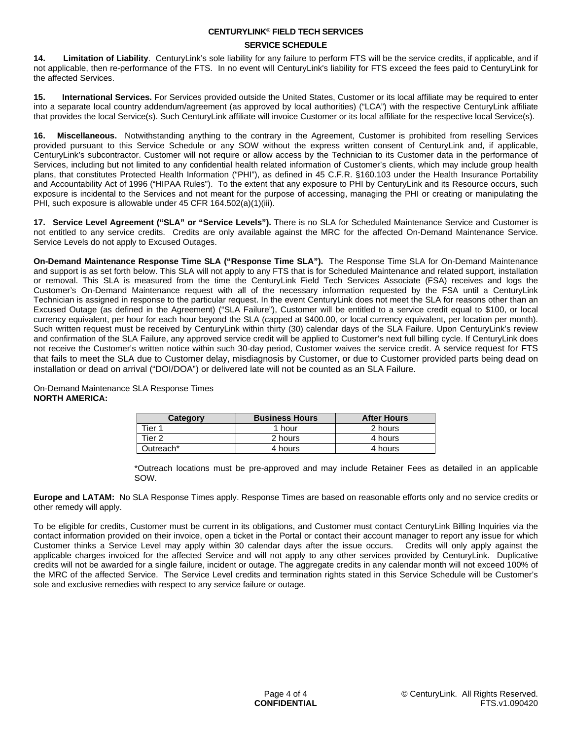**14. Limitation of Liability**. CenturyLink's sole liability for any failure to perform FTS will be the service credits, if applicable, and if not applicable, then re-performance of the FTS. In no event will CenturyLink's liability for FTS exceed the fees paid to CenturyLink for the affected Services.

**15. International Services.** For Services provided outside the United States, Customer or its local affiliate may be required to enter into a separate local country addendum/agreement (as approved by local authorities) ("LCA") with the respective CenturyLink affiliate that provides the local Service(s). Such CenturyLink affiliate will invoice Customer or its local affiliate for the respective local Service(s).

**16. Miscellaneous.** Notwithstanding anything to the contrary in the Agreement, Customer is prohibited from reselling Services provided pursuant to this Service Schedule or any SOW without the express written consent of CenturyLink and, if applicable, CenturyLink's subcontractor. Customer will not require or allow access by the Technician to its Customer data in the performance of Services, including but not limited to any confidential health related information of Customer's clients, which may include group health plans, that constitutes Protected Health Information ("PHI"), as defined in 45 C.F.R. §160.103 under the Health Insurance Portability and Accountability Act of 1996 ("HIPAA Rules"). To the extent that any exposure to PHI by CenturyLink and its Resource occurs, such exposure is incidental to the Services and not meant for the purpose of accessing, managing the PHI or creating or manipulating the PHI, such exposure is allowable under 45 CFR 164.502(a)(1)(iii).

**17. Service Level Agreement ("SLA" or "Service Levels").** There is no SLA for Scheduled Maintenance Service and Customer is not entitled to any service credits. Credits are only available against the MRC for the affected On-Demand Maintenance Service. Service Levels do not apply to Excused Outages.

**On-Demand Maintenance Response Time SLA ("Response Time SLA").** The Response Time SLA for On-Demand Maintenance and support is as set forth below. This SLA will not apply to any FTS that is for Scheduled Maintenance and related support, installation or removal. This SLA is measured from the time the CenturyLink Field Tech Services Associate (FSA) receives and logs the Customer's On-Demand Maintenance request with all of the necessary information requested by the FSA until a CenturyLink Technician is assigned in response to the particular request. In the event CenturyLink does not meet the SLA for reasons other than an Excused Outage (as defined in the Agreement) ("SLA Failure"), Customer will be entitled to a service credit equal to $100, or local currency equivalent, per hour for each hour beyond the SLA (capped at $400.00, or local currency equivalent, per location per month). Such written request must be received by CenturyLink within thirty (30) calendar days of the SLA Failure. Upon CenturyLink's review and confirmation of the SLA Failure, any approved service credit will be applied to Customer's next full billing cycle. If CenturyLink does not receive the Customer's written notice within such 30-day period, Customer waives the service credit. A service request for FTS that fails to meet the SLA due to Customer delay, misdiagnosis by Customer, or due to Customer provided parts being dead on installation or dead on arrival ("DOI/DOA") or delivered late will not be counted as an SLA Failure.

On-Demand Maintenance SLA Response Times
**NORTH AMERICA:**

| Category | Business Hours | After Hours |
|---|---|---|
| Tier 1 | 1 hour | 2 hours |
| Tier 2 | 2 hours | 4 hours |
| Outreach* | 4 hours | 4 hours |

*Outreach locations must be pre-approved and may include Retainer Fees as detailed in an applicable SOW.

**Europe and LATAM:** No SLA Response Times apply. Response Times are based on reasonable efforts only and no service credits or other remedy will apply.

To be eligible for credits, Customer must be current in its obligations, and Customer must contact CenturyLink Billing Inquiries via the contact information provided on their invoice, open a ticket in the Portal or contact their account manager to report any issue for which Customer thinks a Service Level may apply within 30 calendar days after the issue occurs. Credits will only apply against the applicable charges invoiced for the affected Service and will not apply to any other services provided by CenturyLink. Duplicative credits will not be awarded for a single failure, incident or outage. The aggregate credits in any calendar month will not exceed 100% of the MRC of the affected Service. The Service Level credits and termination rights stated in this Service Schedule will be Customer's sole and exclusive remedies with respect to any service failure or outage.